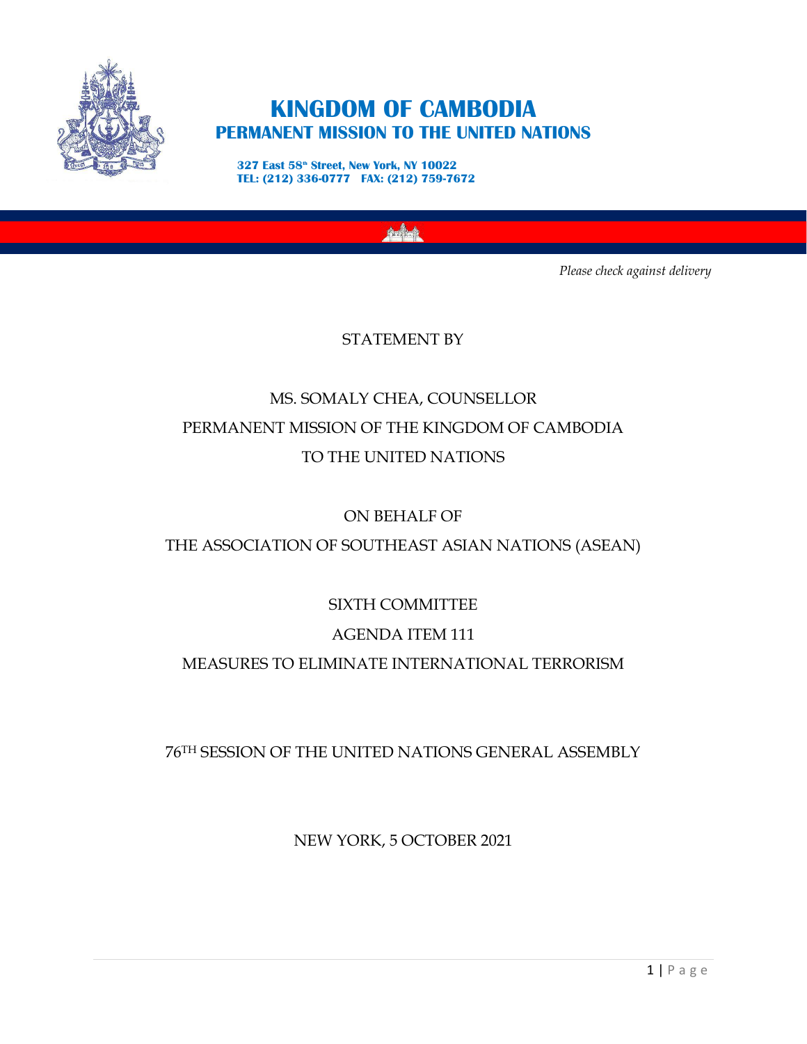# KINGDOM OF CAMBODIA
## PERMANENT MISSION TO THE UNITED NATIONS

**327 East 58th Street, New York, NY 10022**
**TEL: (212) 336-0777 FAX: (212) 759-7672**

*Please check against delivery*

STATEMENT BY

MS. SOMALY CHEA, COUNSELLOR
PERMANENT MISSION OF THE KINGDOM OF CAMBODIA
TO THE UNITED NATIONS

ON BEHALF OF
THE ASSOCIATION OF SOUTHEAST ASIAN NATIONS (ASEAN)

SIXTH COMMITTEE
AGENDA ITEM 111
MEASURES TO ELIMINATE INTERNATIONAL TERRORISM

76TH SESSION OF THE UNITED NATIONS GENERAL ASSEMBLY

NEW YORK, 5 OCTOBER 2021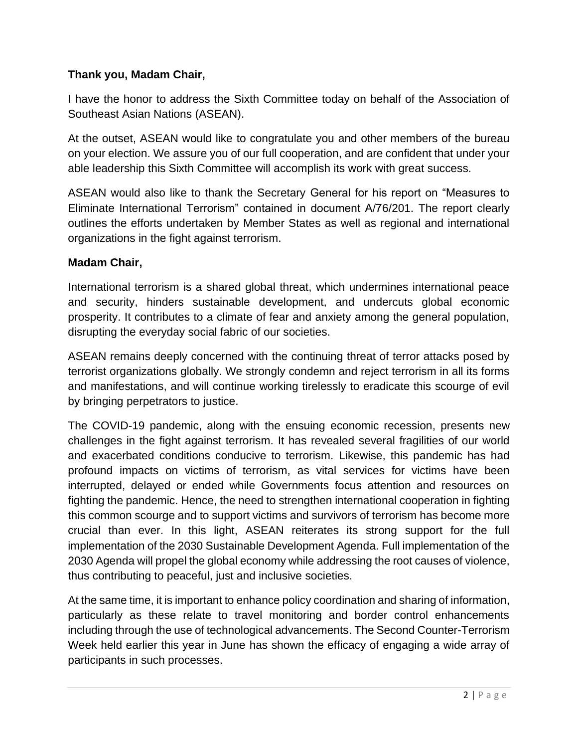**Thank you, Madam Chair,**

I have the honor to address the Sixth Committee today on behalf of the Association of Southeast Asian Nations (ASEAN).

At the outset, ASEAN would like to congratulate you and other members of the bureau on your election. We assure you of our full cooperation, and are confident that under your able leadership this Sixth Committee will accomplish its work with great success.

ASEAN would also like to thank the Secretary General for his report on "Measures to Eliminate International Terrorism" contained in document A/76/201. The report clearly outlines the efforts undertaken by Member States as well as regional and international organizations in the fight against terrorism.

**Madam Chair,**

International terrorism is a shared global threat, which undermines international peace and security, hinders sustainable development, and undercuts global economic prosperity. It contributes to a climate of fear and anxiety among the general population, disrupting the everyday social fabric of our societies.

ASEAN remains deeply concerned with the continuing threat of terror attacks posed by terrorist organizations globally. We strongly condemn and reject terrorism in all its forms and manifestations, and will continue working tirelessly to eradicate this scourge of evil by bringing perpetrators to justice.

The COVID-19 pandemic, along with the ensuing economic recession, presents new challenges in the fight against terrorism. It has revealed several fragilities of our world and exacerbated conditions conducive to terrorism. Likewise, this pandemic has had profound impacts on victims of terrorism, as vital services for victims have been interrupted, delayed or ended while Governments focus attention and resources on fighting the pandemic. Hence, the need to strengthen international cooperation in fighting this common scourge and to support victims and survivors of terrorism has become more crucial than ever. In this light, ASEAN reiterates its strong support for the full implementation of the 2030 Sustainable Development Agenda. Full implementation of the 2030 Agenda will propel the global economy while addressing the root causes of violence, thus contributing to peaceful, just and inclusive societies.

At the same time, it is important to enhance policy coordination and sharing of information, particularly as these relate to travel monitoring and border control enhancements including through the use of technological advancements. The Second Counter-Terrorism Week held earlier this year in June has shown the efficacy of engaging a wide array of participants in such processes.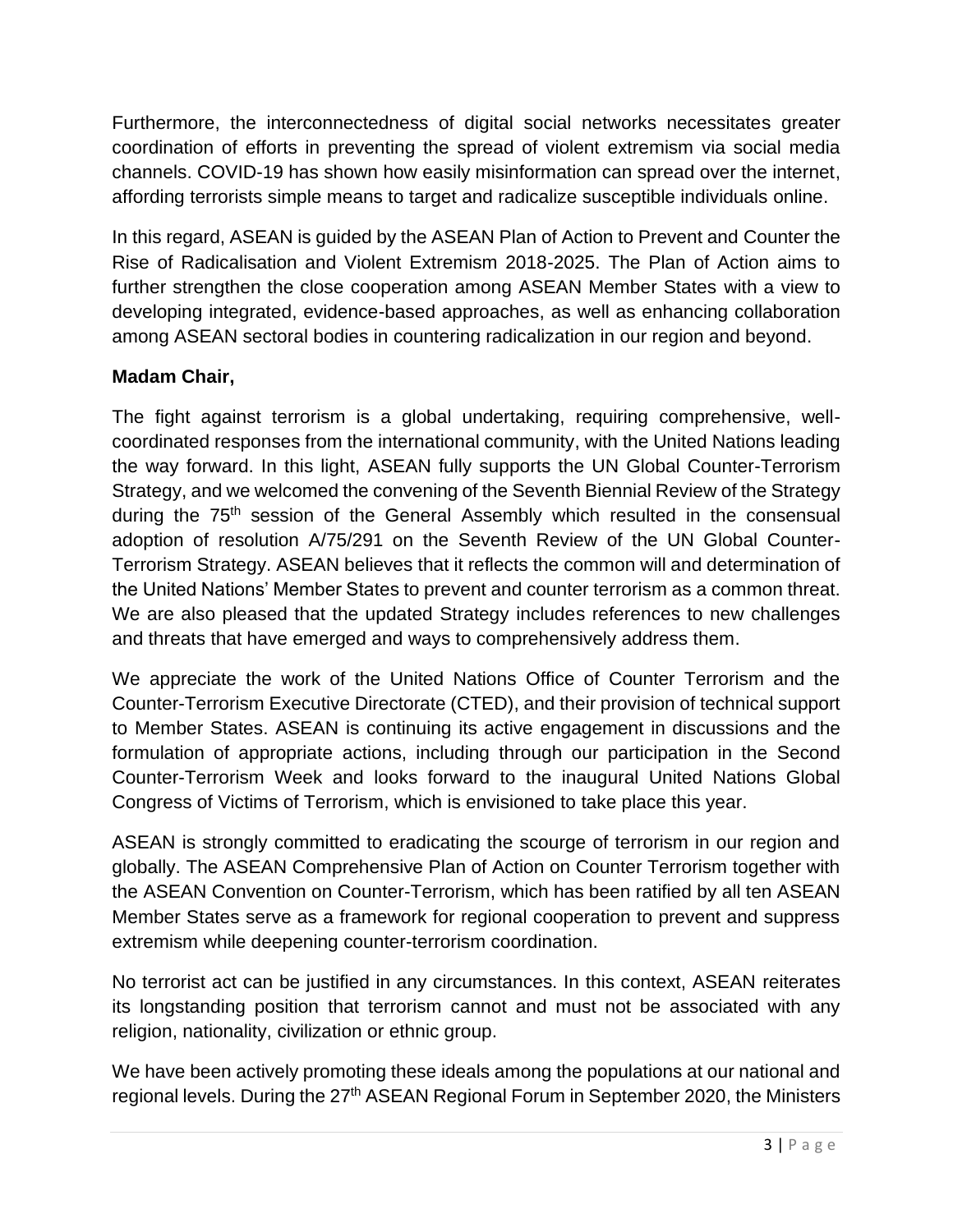Furthermore, the interconnectedness of digital social networks necessitates greater coordination of efforts in preventing the spread of violent extremism via social media channels. COVID-19 has shown how easily misinformation can spread over the internet, affording terrorists simple means to target and radicalize susceptible individuals online.

In this regard, ASEAN is guided by the ASEAN Plan of Action to Prevent and Counter the Rise of Radicalisation and Violent Extremism 2018-2025. The Plan of Action aims to further strengthen the close cooperation among ASEAN Member States with a view to developing integrated, evidence-based approaches, as well as enhancing collaboration among ASEAN sectoral bodies in countering radicalization in our region and beyond.

**Madam Chair,**

The fight against terrorism is a global undertaking, requiring comprehensive, well-coordinated responses from the international community, with the United Nations leading the way forward. In this light, ASEAN fully supports the UN Global Counter-Terrorism Strategy, and we welcomed the convening of the Seventh Biennial Review of the Strategy during the 75th session of the General Assembly which resulted in the consensual adoption of resolution A/75/291 on the Seventh Review of the UN Global Counter-Terrorism Strategy. ASEAN believes that it reflects the common will and determination of the United Nations' Member States to prevent and counter terrorism as a common threat. We are also pleased that the updated Strategy includes references to new challenges and threats that have emerged and ways to comprehensively address them.

We appreciate the work of the United Nations Office of Counter Terrorism and the Counter-Terrorism Executive Directorate (CTED), and their provision of technical support to Member States. ASEAN is continuing its active engagement in discussions and the formulation of appropriate actions, including through our participation in the Second Counter-Terrorism Week and looks forward to the inaugural United Nations Global Congress of Victims of Terrorism, which is envisioned to take place this year.

ASEAN is strongly committed to eradicating the scourge of terrorism in our region and globally. The ASEAN Comprehensive Plan of Action on Counter Terrorism together with the ASEAN Convention on Counter-Terrorism, which has been ratified by all ten ASEAN Member States serve as a framework for regional cooperation to prevent and suppress extremism while deepening counter-terrorism coordination.

No terrorist act can be justified in any circumstances. In this context, ASEAN reiterates its longstanding position that terrorism cannot and must not be associated with any religion, nationality, civilization or ethnic group.

We have been actively promoting these ideals among the populations at our national and regional levels. During the 27th ASEAN Regional Forum in September 2020, the Ministers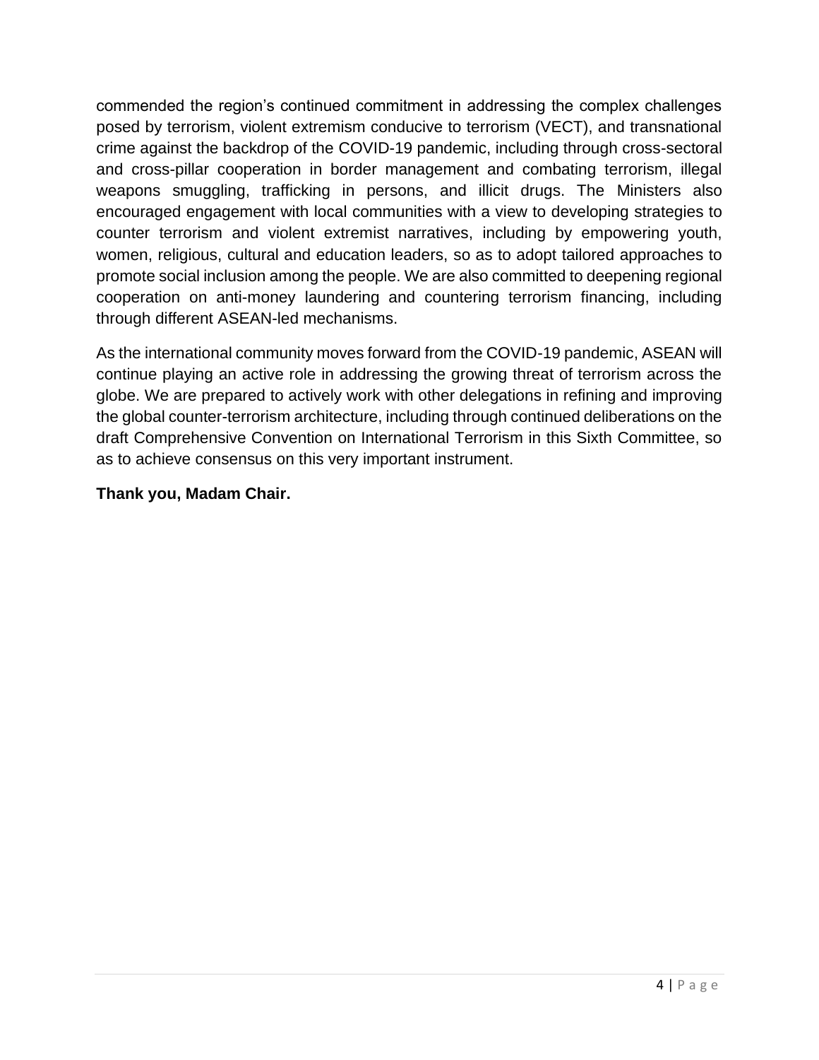commended the region's continued commitment in addressing the complex challenges posed by terrorism, violent extremism conducive to terrorism (VECT), and transnational crime against the backdrop of the COVID-19 pandemic, including through cross-sectoral and cross-pillar cooperation in border management and combating terrorism, illegal weapons smuggling, trafficking in persons, and illicit drugs. The Ministers also encouraged engagement with local communities with a view to developing strategies to counter terrorism and violent extremist narratives, including by empowering youth, women, religious, cultural and education leaders, so as to adopt tailored approaches to promote social inclusion among the people. We are also committed to deepening regional cooperation on anti-money laundering and countering terrorism financing, including through different ASEAN-led mechanisms.

As the international community moves forward from the COVID-19 pandemic, ASEAN will continue playing an active role in addressing the growing threat of terrorism across the globe. We are prepared to actively work with other delegations in refining and improving the global counter-terrorism architecture, including through continued deliberations on the draft Comprehensive Convention on International Terrorism in this Sixth Committee, so as to achieve consensus on this very important instrument.

**Thank you, Madam Chair.**